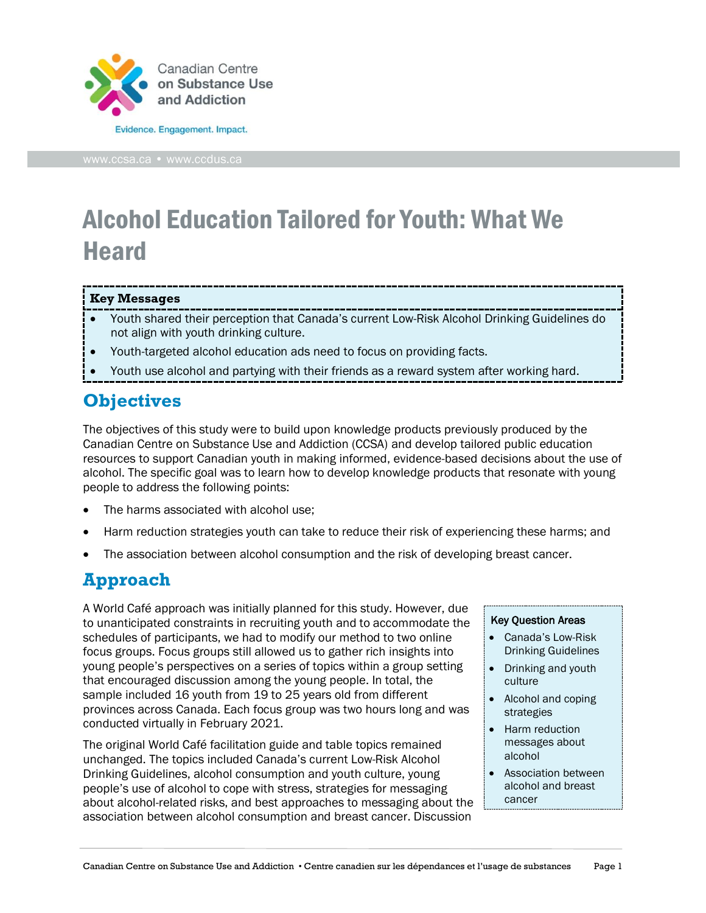Canadian Centre on Substance Use and Addiction

Evidence. Engagement. Impact.

www.ccsa.ca • www.ccdus.ca

# Alcohol Education Tailored for Youth: What We Heard

**Key Messages**

- Youth shared their perception that Canada's current Low-Risk Alcohol Drinking Guidelines do not align with youth drinking culture.
- Youth-targeted alcohol education ads need to focus on providing facts.
- Youth use alcohol and partying with their friends as a reward system after working hard.

## Objectives

The objectives of this study were to build upon knowledge products previously produced by the Canadian Centre on Substance Use and Addiction (CCSA) and develop tailored public education resources to support Canadian youth in making informed, evidence-based decisions about the use of alcohol. The specific goal was to learn how to develop knowledge products that resonate with young people to address the following points:

- The harms associated with alcohol use;
- Harm reduction strategies youth can take to reduce their risk of experiencing these harms; and
- The association between alcohol consumption and the risk of developing breast cancer.

## Approach

A World Café approach was initially planned for this study. However, due to unanticipated constraints in recruiting youth and to accommodate the schedules of participants, we had to modify our method to two online focus groups. Focus groups still allowed us to gather rich insights into young people's perspectives on a series of topics within a group setting that encouraged discussion among the young people. In total, the sample included 16 youth from 19 to 25 years old from different provinces across Canada. Each focus group was two hours long and was conducted virtually in February 2021.

**Key Question Areas**

- Canada's Low-Risk Drinking Guidelines
- Drinking and youth culture
- Alcohol and coping strategies
- Harm reduction messages about alcohol
- Association between alcohol and breast cancer

The original World Café facilitation guide and table topics remained unchanged. The topics included Canada's current Low-Risk Alcohol Drinking Guidelines, alcohol consumption and youth culture, young people's use of alcohol to cope with stress, strategies for messaging about alcohol-related risks, and best approaches to messaging about the association between alcohol consumption and breast cancer. Discussion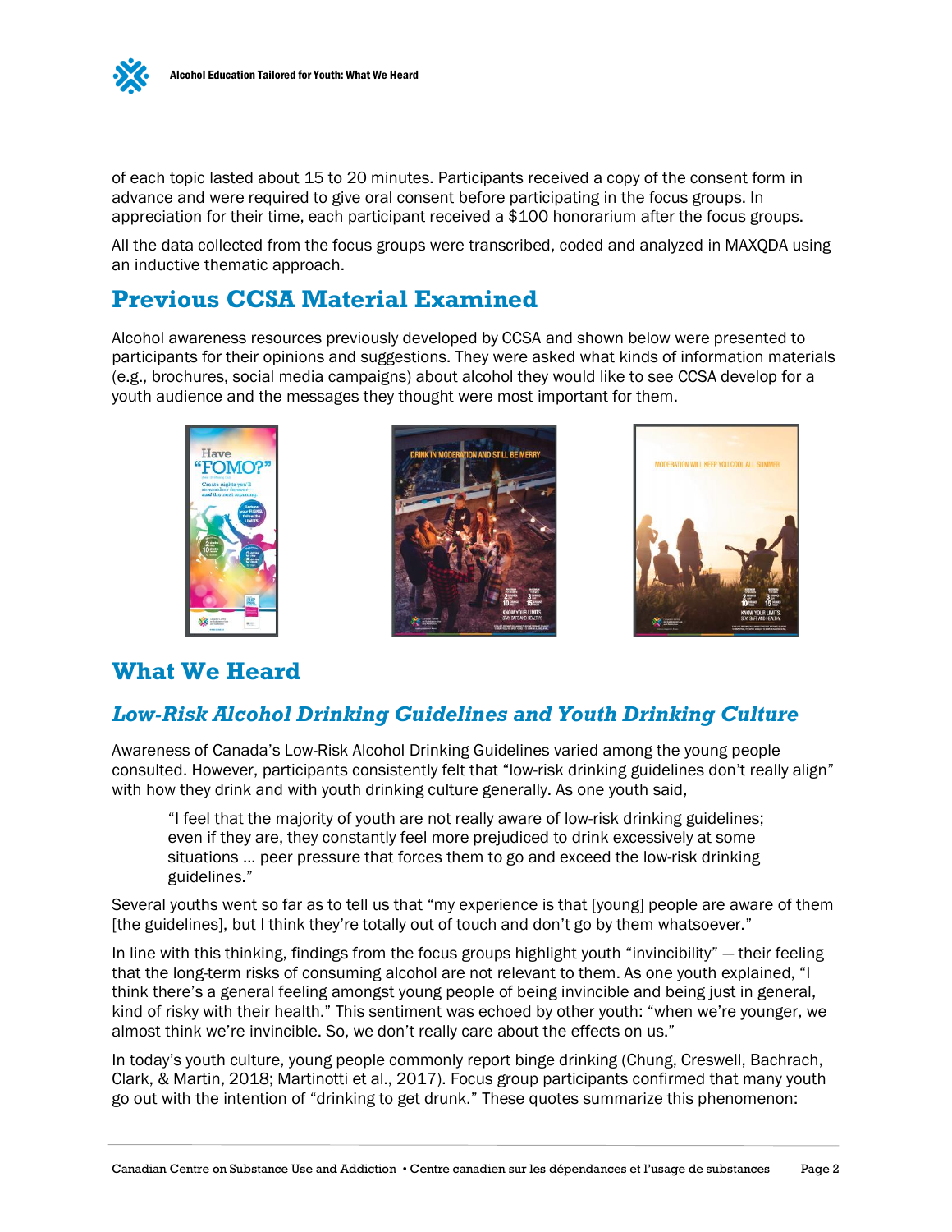of each topic lasted about 15 to 20 minutes. Participants received a copy of the consent form in advance and were required to give oral consent before participating in the focus groups. In appreciation for their time, each participant received a $100 honorarium after the focus groups.

All the data collected from the focus groups were transcribed, coded and analyzed in MAXQDA using an inductive thematic approach.

## Previous CCSA Material Examined

Alcohol awareness resources previously developed by CCSA and shown below were presented to participants for their opinions and suggestions. They were asked what kinds of information materials (e.g., brochures, social media campaigns) about alcohol they would like to see CCSA develop for a youth audience and the messages they thought were most important for them.

## What We Heard

### *Low-Risk Alcohol Drinking Guidelines and Youth Drinking Culture*

Awareness of Canada's Low-Risk Alcohol Drinking Guidelines varied among the young people consulted. However, participants consistently felt that "low-risk drinking guidelines don't really align" with how they drink and with youth drinking culture generally. As one youth said,

> "I feel that the majority of youth are not really aware of low-risk drinking guidelines; even if they are, they constantly feel more prejudiced to drink excessively at some situations … peer pressure that forces them to go and exceed the low-risk drinking guidelines."

Several youths went so far as to tell us that "my experience is that [young] people are aware of them [the guidelines], but I think they're totally out of touch and don't go by them whatsoever."

In line with this thinking, findings from the focus groups highlight youth "invincibility" — their feeling that the long-term risks of consuming alcohol are not relevant to them. As one youth explained, "I think there's a general feeling amongst young people of being invincible and being just in general, kind of risky with their health." This sentiment was echoed by other youth: "when we're younger, we almost think we're invincible. So, we don't really care about the effects on us."

In today's youth culture, young people commonly report binge drinking (Chung, Creswell, Bachrach, Clark, & Martin, 2018; Martinotti et al., 2017). Focus group participants confirmed that many youth go out with the intention of "drinking to get drunk." These quotes summarize this phenomenon: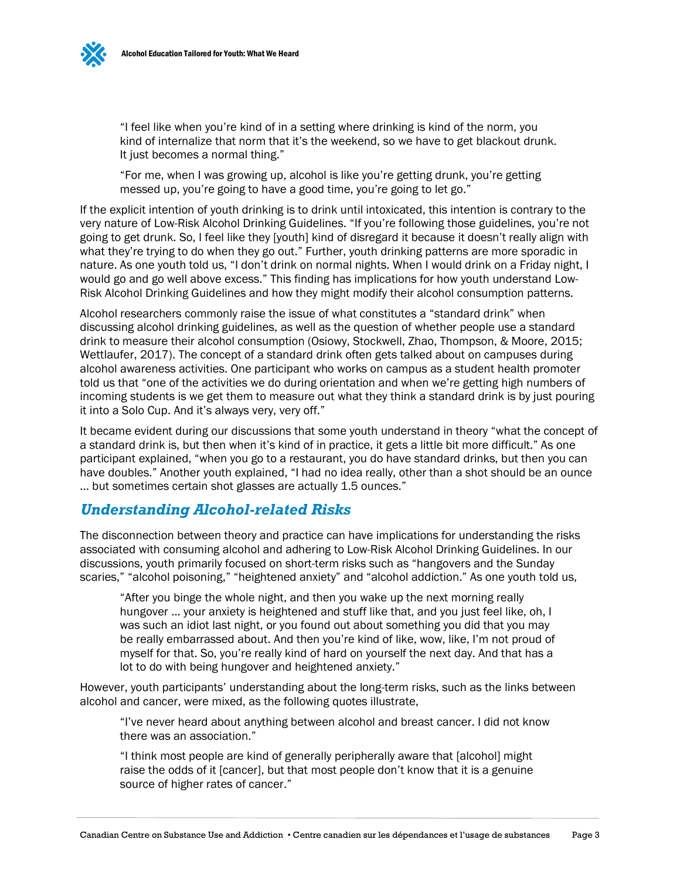> "I feel like when you're kind of in a setting where drinking is kind of the norm, you kind of internalize that norm that it's the weekend, so we have to get blackout drunk. It just becomes a normal thing."

> "For me, when I was growing up, alcohol is like you're getting drunk, you're getting messed up, you're going to have a good time, you're going to let go."

If the explicit intention of youth drinking is to drink until intoxicated, this intention is contrary to the very nature of Low-Risk Alcohol Drinking Guidelines. "If you're following those guidelines, you're not going to get drunk. So, I feel like they [youth] kind of disregard it because it doesn't really align with what they're trying to do when they go out." Further, youth drinking patterns are more sporadic in nature. As one youth told us, "I don't drink on normal nights. When I would drink on a Friday night, I would go and go well above excess." This finding has implications for how youth understand Low-Risk Alcohol Drinking Guidelines and how they might modify their alcohol consumption patterns.

Alcohol researchers commonly raise the issue of what constitutes a "standard drink" when discussing alcohol drinking guidelines, as well as the question of whether people use a standard drink to measure their alcohol consumption (Osiowy, Stockwell, Zhao, Thompson, & Moore, 2015; Wettlaufer, 2017). The concept of a standard drink often gets talked about on campuses during alcohol awareness activities. One participant who works on campus as a student health promoter told us that "one of the activities we do during orientation and when we're getting high numbers of incoming students is we get them to measure out what they think a standard drink is by just pouring it into a Solo Cup. And it's always very, very off."

It became evident during our discussions that some youth understand in theory "what the concept of a standard drink is, but then when it's kind of in practice, it gets a little bit more difficult." As one participant explained, "when you go to a restaurant, you do have standard drinks, but then you can have doubles." Another youth explained, "I had no idea really, other than a shot should be an ounce … but sometimes certain shot glasses are actually 1.5 ounces."

## *Understanding Alcohol-related Risks*

The disconnection between theory and practice can have implications for understanding the risks associated with consuming alcohol and adhering to Low-Risk Alcohol Drinking Guidelines. In our discussions, youth primarily focused on short-term risks such as "hangovers and the Sunday scaries," "alcohol poisoning," "heightened anxiety" and "alcohol addiction." As one youth told us,

> "After you binge the whole night, and then you wake up the next morning really hungover … your anxiety is heightened and stuff like that, and you just feel like, oh, I was such an idiot last night, or you found out about something you did that you may be really embarrassed about. And then you're kind of like, wow, like, I'm not proud of myself for that. So, you're really kind of hard on yourself the next day. And that has a lot to do with being hungover and heightened anxiety."

However, youth participants' understanding about the long-term risks, such as the links between alcohol and cancer, were mixed, as the following quotes illustrate,

> "I've never heard about anything between alcohol and breast cancer. I did not know there was an association."

> "I think most people are kind of generally peripherally aware that [alcohol] might raise the odds of it [cancer], but that most people don't know that it is a genuine source of higher rates of cancer."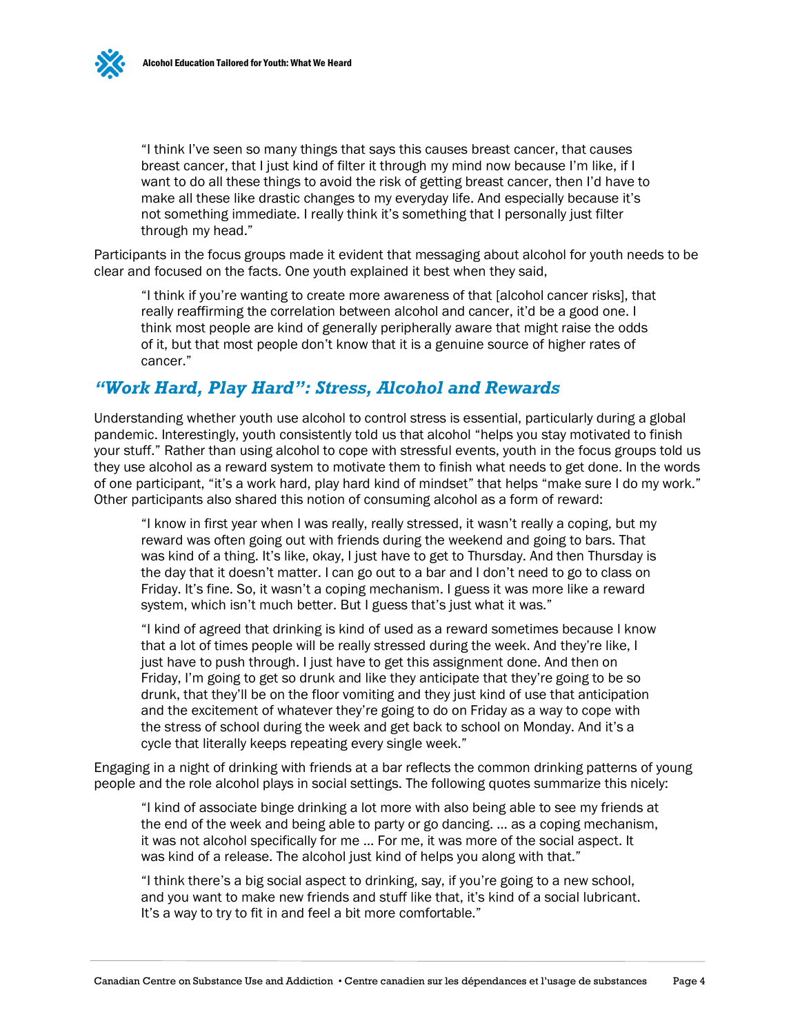> "I think I've seen so many things that says this causes breast cancer, that causes breast cancer, that I just kind of filter it through my mind now because I'm like, if I want to do all these things to avoid the risk of getting breast cancer, then I'd have to make all these like drastic changes to my everyday life. And especially because it's not something immediate. I really think it's something that I personally just filter through my head."

Participants in the focus groups made it evident that messaging about alcohol for youth needs to be clear and focused on the facts. One youth explained it best when they said,

> "I think if you're wanting to create more awareness of that [alcohol cancer risks], that really reaffirming the correlation between alcohol and cancer, it'd be a good one. I think most people are kind of generally peripherally aware that might raise the odds of it, but that most people don't know that it is a genuine source of higher rates of cancer."

## *"Work Hard, Play Hard": Stress, Alcohol and Rewards*

Understanding whether youth use alcohol to control stress is essential, particularly during a global pandemic. Interestingly, youth consistently told us that alcohol "helps you stay motivated to finish your stuff." Rather than using alcohol to cope with stressful events, youth in the focus groups told us they use alcohol as a reward system to motivate them to finish what needs to get done. In the words of one participant, "it's a work hard, play hard kind of mindset" that helps "make sure I do my work." Other participants also shared this notion of consuming alcohol as a form of reward:

> "I know in first year when I was really, really stressed, it wasn't really a coping, but my reward was often going out with friends during the weekend and going to bars. That was kind of a thing. It's like, okay, I just have to get to Thursday. And then Thursday is the day that it doesn't matter. I can go out to a bar and I don't need to go to class on Friday. It's fine. So, it wasn't a coping mechanism. I guess it was more like a reward system, which isn't much better. But I guess that's just what it was."

> "I kind of agreed that drinking is kind of used as a reward sometimes because I know that a lot of times people will be really stressed during the week. And they're like, I just have to push through. I just have to get this assignment done. And then on Friday, I'm going to get so drunk and like they anticipate that they're going to be so drunk, that they'll be on the floor vomiting and they just kind of use that anticipation and the excitement of whatever they're going to do on Friday as a way to cope with the stress of school during the week and get back to school on Monday. And it's a cycle that literally keeps repeating every single week."

Engaging in a night of drinking with friends at a bar reflects the common drinking patterns of young people and the role alcohol plays in social settings. The following quotes summarize this nicely:

> "I kind of associate binge drinking a lot more with also being able to see my friends at the end of the week and being able to party or go dancing. … as a coping mechanism, it was not alcohol specifically for me … For me, it was more of the social aspect. It was kind of a release. The alcohol just kind of helps you along with that."

> "I think there's a big social aspect to drinking, say, if you're going to a new school, and you want to make new friends and stuff like that, it's kind of a social lubricant. It's a way to try to fit in and feel a bit more comfortable."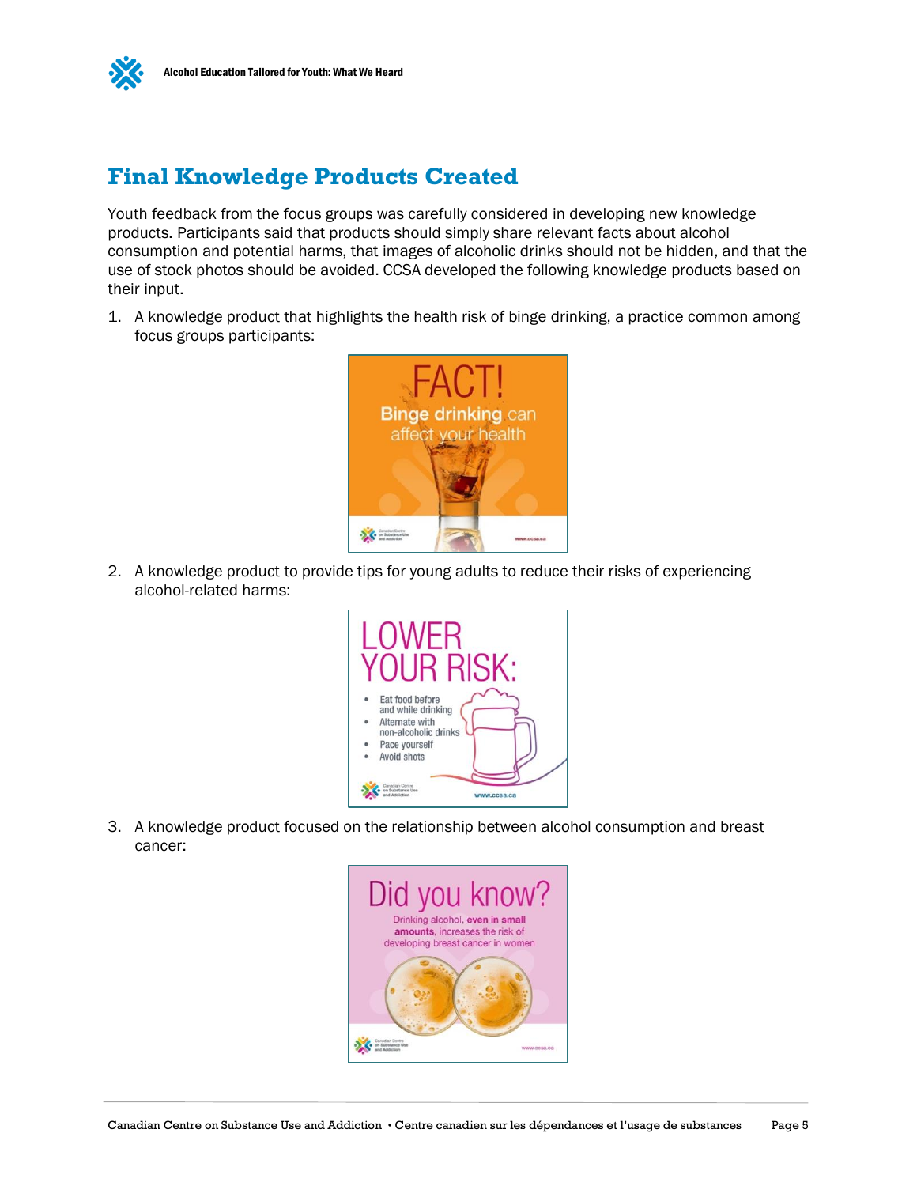## Final Knowledge Products Created

Youth feedback from the focus groups was carefully considered in developing new knowledge products. Participants said that products should simply share relevant facts about alcohol consumption and potential harms, that images of alcoholic drinks should not be hidden, and that the use of stock photos should be avoided. CCSA developed the following knowledge products based on their input.

1. A knowledge product that highlights the health risk of binge drinking, a practice common among focus groups participants:

   FACT! Binge drinking can affect your health

   Canadian Centre on Substance Use and Addiction www.ccsa.ca

2. A knowledge product to provide tips for young adults to reduce their risks of experiencing alcohol-related harms:

   LOWER YOUR RISK:
   - Eat food before and while drinking
   - Alternate with non-alcoholic drinks
   - Pace yourself
   - Avoid shots

   Canadian Centre on Substance Use and Addiction www.ccsa.ca

3. A knowledge product focused on the relationship between alcohol consumption and breast cancer:

   Did you know?
   Drinking alcohol, **even in small amounts**, increases the risk of developing breast cancer in women

   Canadian Centre on Substance Use and Addiction www.ccsa.ca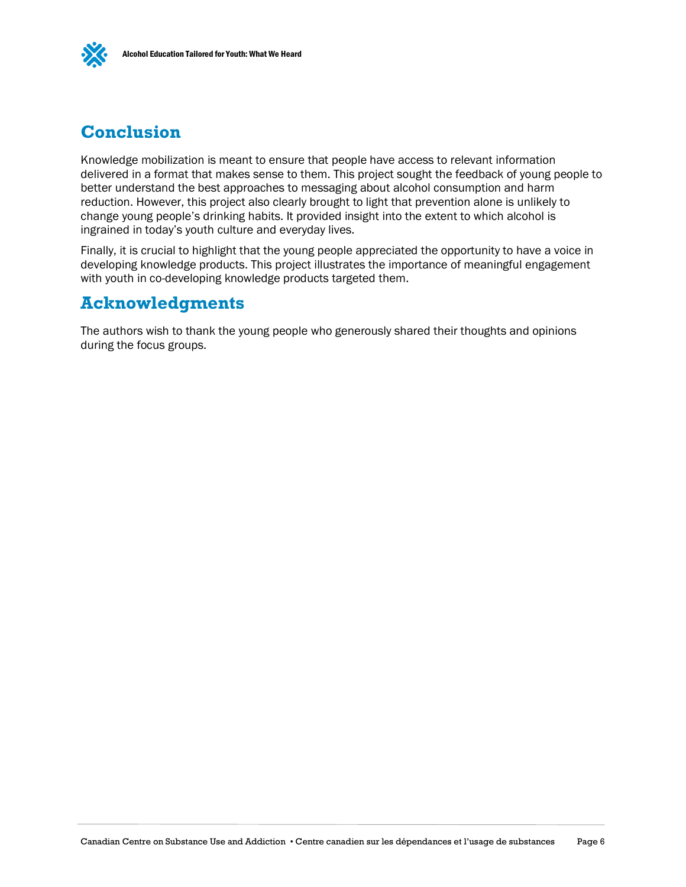## Conclusion

Knowledge mobilization is meant to ensure that people have access to relevant information delivered in a format that makes sense to them. This project sought the feedback of young people to better understand the best approaches to messaging about alcohol consumption and harm reduction. However, this project also clearly brought to light that prevention alone is unlikely to change young people's drinking habits. It provided insight into the extent to which alcohol is ingrained in today's youth culture and everyday lives.

Finally, it is crucial to highlight that the young people appreciated the opportunity to have a voice in developing knowledge products. This project illustrates the importance of meaningful engagement with youth in co-developing knowledge products targeted them.

## Acknowledgments

The authors wish to thank the young people who generously shared their thoughts and opinions during the focus groups.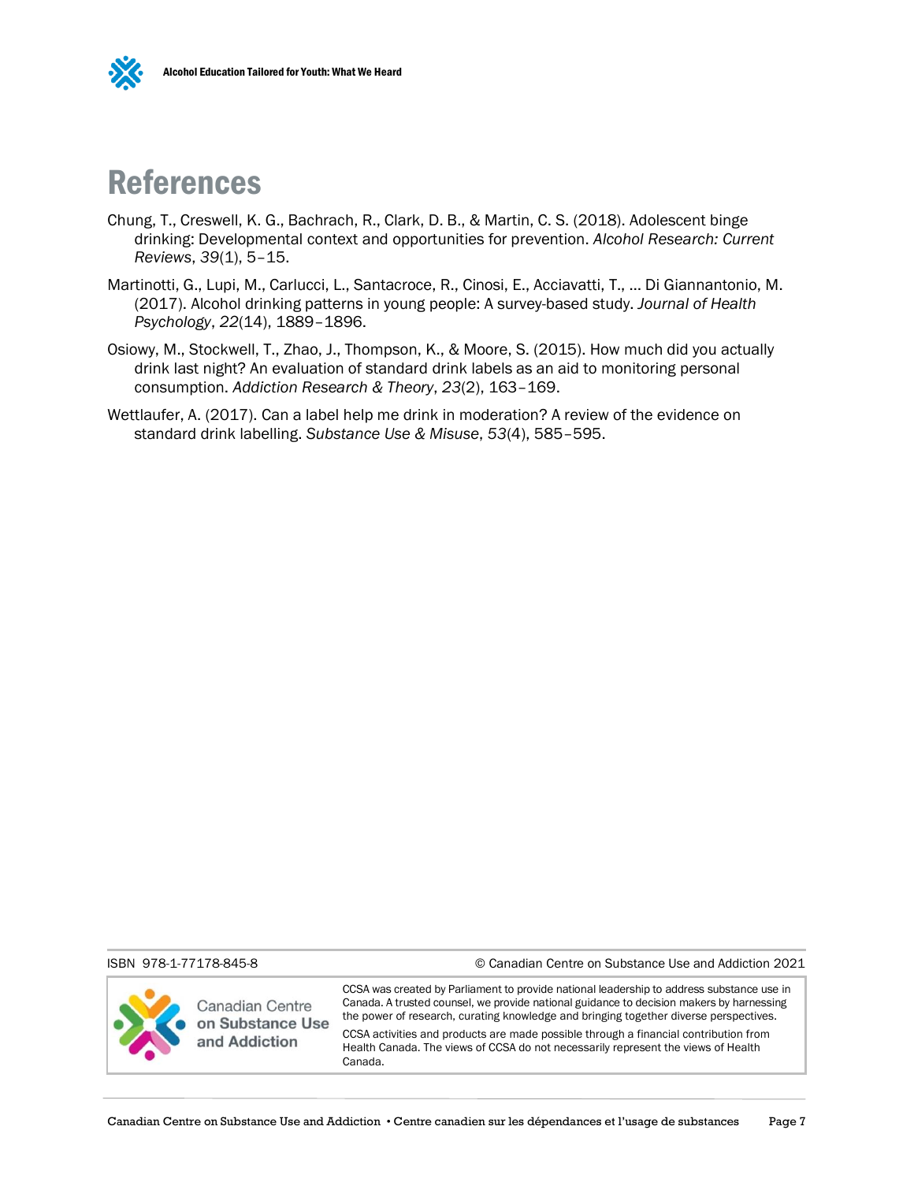# References

Chung, T., Creswell, K. G., Bachrach, R., Clark, D. B., & Martin, C. S. (2018). Adolescent binge drinking: Developmental context and opportunities for prevention. *Alcohol Research: Current Reviews*, *39*(1), 5–15.

Martinotti, G., Lupi, M., Carlucci, L., Santacroce, R., Cinosi, E., Acciavatti, T., … Di Giannantonio, M. (2017). Alcohol drinking patterns in young people: A survey-based study. *Journal of Health Psychology*, *22*(14), 1889–1896.

Osiowy, M., Stockwell, T., Zhao, J., Thompson, K., & Moore, S. (2015). How much did you actually drink last night? An evaluation of standard drink labels as an aid to monitoring personal consumption. *Addiction Research & Theory*, *23*(2), 163–169.

Wettlaufer, A. (2017). Can a label help me drink in moderation? A review of the evidence on standard drink labelling. *Substance Use & Misuse*, *53*(4), 585–595.

ISBN 978-1-77178-845-8

© Canadian Centre on Substance Use and Addiction 2021

Canadian Centre on Substance Use and Addiction

CCSA was created by Parliament to provide national leadership to address substance use in Canada. A trusted counsel, we provide national guidance to decision makers by harnessing the power of research, curating knowledge and bringing together diverse perspectives.

CCSA activities and products are made possible through a financial contribution from Health Canada. The views of CCSA do not necessarily represent the views of Health Canada.